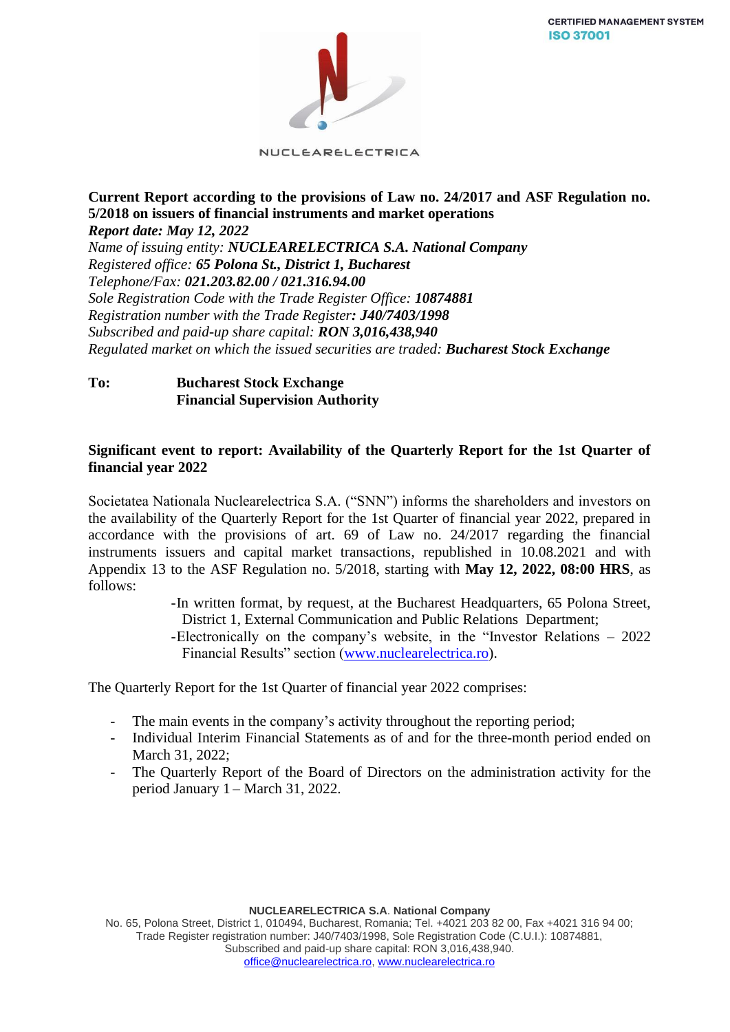CERTIFIED MANAGEMENT SYSTEM
ISO 37001

NUCLEARELECTRICA

**Current Report according to the provisions of Law no. 24/2017 and ASF Regulation no. 5/2018 on issuers of financial instruments and market operations**
***Report date: May 12, 2022***
*Name of issuing entity:* ***NUCLEARELECTRICA S.A. National Company***
*Registered office:* ***65 Polona St., District 1, Bucharest***
*Telephone/Fax:* ***021.203.82.00 / 021.316.94.00***
*Sole Registration Code with the Trade Register Office:* ***10874881***
*Registration number with the Trade Register****: J40/7403/1998***
*Subscribed and paid-up share capital:* ***RON 3,016,438,940***
*Regulated market on which the issued securities are traded:* ***Bucharest Stock Exchange***

**To:** **Bucharest Stock Exchange**
**Financial Supervision Authority**

**Significant event to report: Availability of the Quarterly Report for the 1st Quarter of financial year 2022**

Societatea Nationala Nuclearelectrica S.A. ("SNN") informs the shareholders and investors on the availability of the Quarterly Report for the 1st Quarter of financial year 2022, prepared in accordance with the provisions of art. 69 of Law no. 24/2017 regarding the financial instruments issuers and capital market transactions, republished in 10.08.2021 and with Appendix 13 to the ASF Regulation no. 5/2018, starting with **May 12, 2022, 08:00 HRS**, as follows:

- In written format, by request, at the Bucharest Headquarters, 65 Polona Street, District 1, External Communication and Public Relations Department;
- Electronically on the company's website, in the "Investor Relations – 2022 Financial Results" section (www.nuclearelectrica.ro).

The Quarterly Report for the 1st Quarter of financial year 2022 comprises:

- The main events in the company's activity throughout the reporting period;
- Individual Interim Financial Statements as of and for the three-month period ended on March 31, 2022;
- The Quarterly Report of the Board of Directors on the administration activity for the period January 1 – March 31, 2022.

**NUCLEARELECTRICA S.A. National Company**
No. 65, Polona Street, District 1, 010494, Bucharest, Romania; Tel. +4021 203 82 00, Fax +4021 316 94 00;
Trade Register registration number: J40/7403/1998, Sole Registration Code (C.U.I.): 10874881,
Subscribed and paid-up share capital: RON 3,016,438,940.
office@nuclearelectrica.ro, www.nuclearelectrica.ro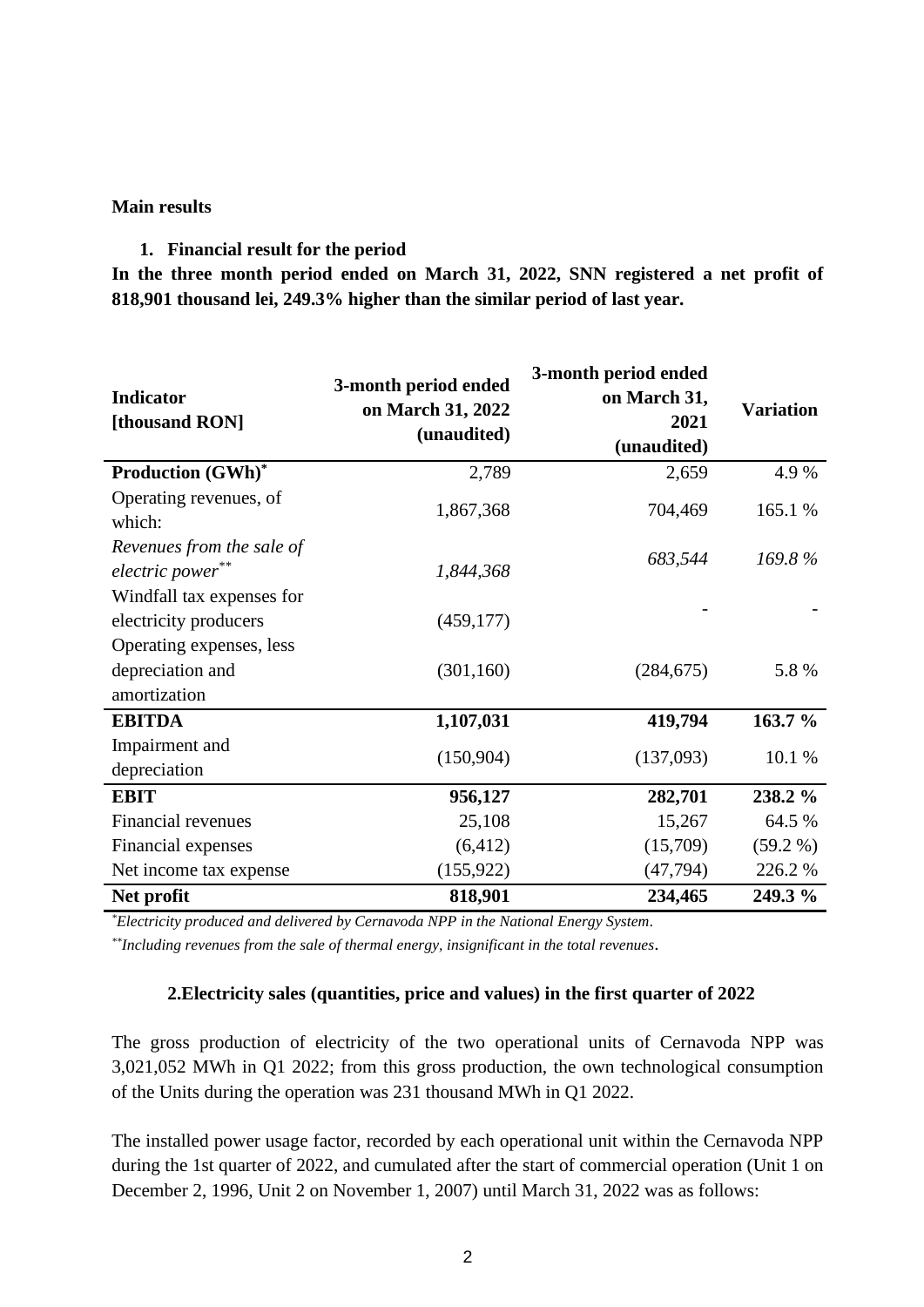**Main results**

1. **Financial result for the period**

**In the three month period ended on March 31, 2022, SNN registered a net profit of 818,901 thousand lei, 249.3% higher than the similar period of last year.**

| Indicator [thousand RON] | 3-month period ended on March 31, 2022 (unaudited) | 3-month period ended on March 31, 2021 (unaudited) | Variation |
|---|---|---|---|
| **Production (GWh)[*]** | 2,789 | 2,659 | 4.9 % |
| Operating revenues, of which: | 1,867,368 | 704,469 | 165.1 % |
| *Revenues from the sale of electric power[**]* | *1,844,368* | *683,544* | *169.8 %* |
| Windfall tax expenses for electricity producers | (459,177) | - | - |
| Operating expenses, less depreciation and amortization | (301,160) | (284,675) | 5.8 % |
| **EBITDA** | **1,107,031** | **419,794** | **163.7 %** |
| Impairment and depreciation | (150,904) | (137,093) | 10.1 % |
| **EBIT** | **956,127** | **282,701** | **238.2 %** |
| Financial revenues | 25,108 | 15,267 | 64.5 % |
| Financial expenses | (6,412) | (15,709) | (59.2 %) |
| Net income tax expense | (155,922) | (47,794) | 226.2 % |
| **Net profit** | **818,901** | **234,465** | **249.3 %** |

[*] *Electricity produced and delivered by Cernavoda NPP in the National Energy System.*

[**] *Including revenues from the sale of thermal energy, insignificant in the total revenues.*

**2.Electricity sales (quantities, price and values) in the first quarter of 2022**

The gross production of electricity of the two operational units of Cernavoda NPP was 3,021,052 MWh in Q1 2022; from this gross production, the own technological consumption of the Units during the operation was 231 thousand MWh in Q1 2022.

The installed power usage factor, recorded by each operational unit within the Cernavoda NPP during the 1st quarter of 2022, and cumulated after the start of commercial operation (Unit 1 on December 2, 1996, Unit 2 on November 1, 2007) until March 31, 2022 was as follows: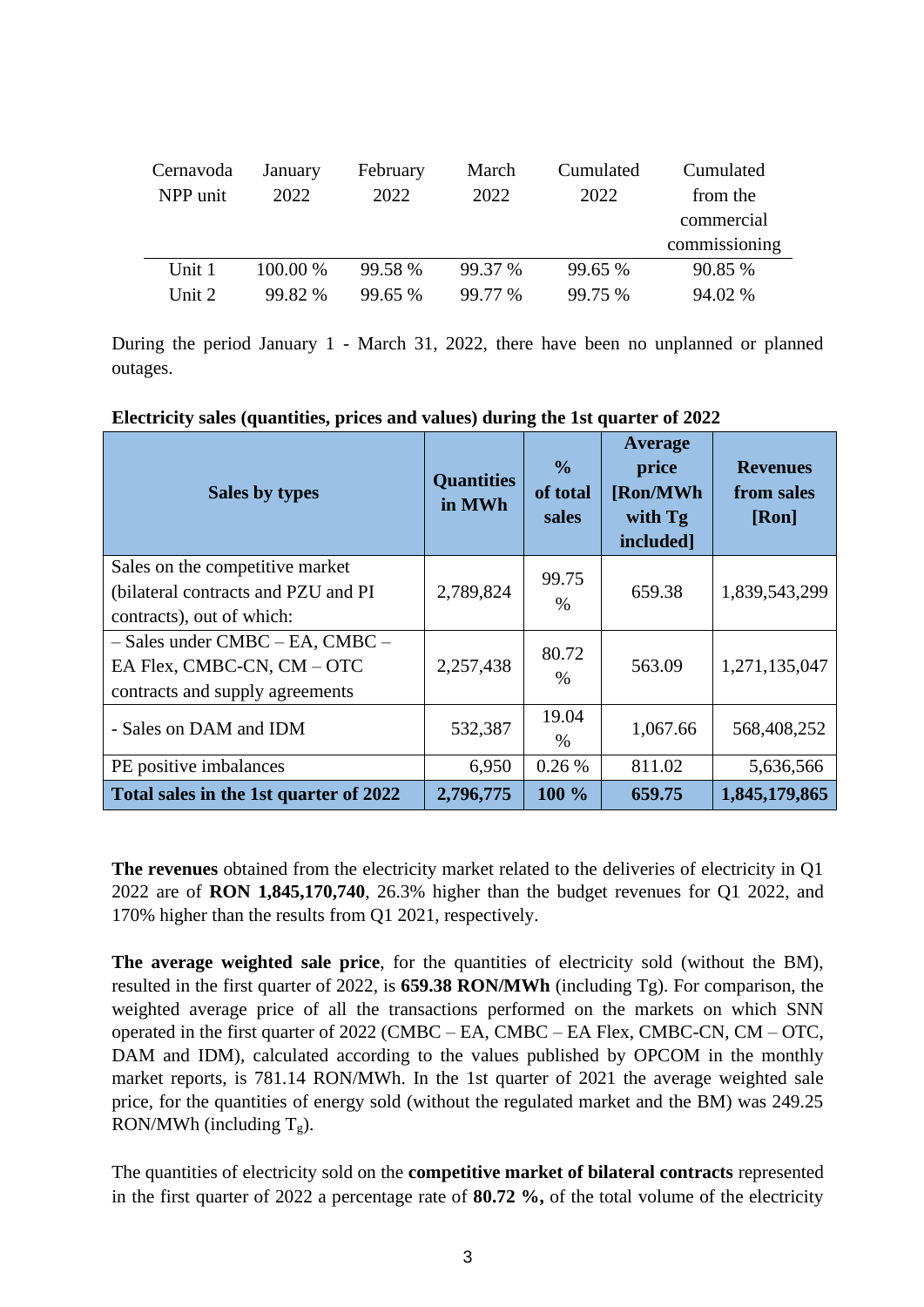| Cernavoda NPP unit | January 2022 | February 2022 | March 2022 | Cumulated 2022 | Cumulated from the commercial commissioning |
|---|---|---|---|---|---|
| Unit 1 | 100.00 % | 99.58 % | 99.37 % | 99.65 % | 90.85 % |
| Unit 2 | 99.82 % | 99.65 % | 99.77 % | 99.75 % | 94.02 % |

During the period January 1 - March 31, 2022, there have been no unplanned or planned outages.

**Electricity sales (quantities, prices and values) during the 1st quarter of 2022**

| Sales by types | Quantities in MWh | % of total sales | Average price [Ron/MWh with Tg included] | Revenues from sales [Ron] |
|---|---|---|---|---|
| Sales on the competitive market (bilateral contracts and PZU and PI contracts), out of which: | 2,789,824 | 99.75 % | 659.38 | 1,839,543,299 |
| – Sales under CMBC – EA, CMBC – EA Flex, CMBC-CN, CM – OTC contracts and supply agreements | 2,257,438 | 80.72 % | 563.09 | 1,271,135,047 |
| - Sales on DAM and IDM | 532,387 | 19.04 % | 1,067.66 | 568,408,252 |
| PE positive imbalances | 6,950 | 0.26 % | 811.02 | 5,636,566 |
| **Total sales in the 1st quarter of 2022** | **2,796,775** | **100 %** | **659.75** | **1,845,179,865** |

**The revenues** obtained from the electricity market related to the deliveries of electricity in Q1 2022 are of **RON 1,845,170,740**, 26.3% higher than the budget revenues for Q1 2022, and 170% higher than the results from Q1 2021, respectively.

**The average weighted sale price**, for the quantities of electricity sold (without the BM), resulted in the first quarter of 2022, is **659.38 RON/MWh** (including Tg). For comparison, the weighted average price of all the transactions performed on the markets on which SNN operated in the first quarter of 2022 (CMBC – EA, CMBC – EA Flex, CMBC-CN, CM – OTC, DAM and IDM), calculated according to the values published by OPCOM in the monthly market reports, is 781.14 RON/MWh. In the 1st quarter of 2021 the average weighted sale price, for the quantities of energy sold (without the regulated market and the BM) was 249.25 RON/MWh (including $T_g$).

The quantities of electricity sold on the **competitive market of bilateral contracts** represented in the first quarter of 2022 a percentage rate of **80.72 %,** of the total volume of the electricity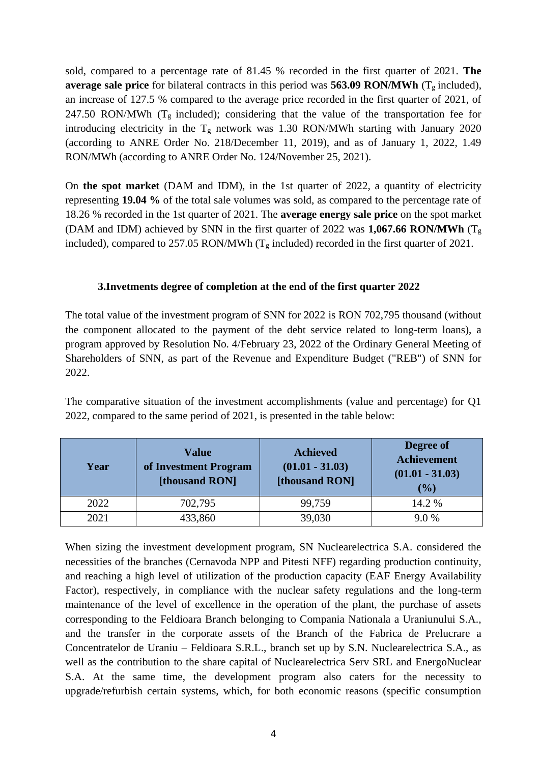sold, compared to a percentage rate of 81.45 % recorded in the first quarter of 2021. **The average sale price** for bilateral contracts in this period was **563.09 RON/MWh** ($T_g$ included), an increase of 127.5 % compared to the average price recorded in the first quarter of 2021, of 247.50 RON/MWh ($T_g$ included); considering that the value of the transportation fee for introducing electricity in the $T_g$ network was 1.30 RON/MWh starting with January 2020 (according to ANRE Order No. 218/December 11, 2019), and as of January 1, 2022, 1.49 RON/MWh (according to ANRE Order No. 124/November 25, 2021).

On **the spot market** (DAM and IDM), in the 1st quarter of 2022, a quantity of electricity representing **19.04 %** of the total sale volumes was sold, as compared to the percentage rate of 18.26 % recorded in the 1st quarter of 2021. The **average energy sale price** on the spot market (DAM and IDM) achieved by SNN in the first quarter of 2022 was **1,067.66 RON/MWh** ($T_g$ included), compared to 257.05 RON/MWh ($T_g$ included) recorded in the first quarter of 2021.

### 3.Invetments degree of completion at the end of the first quarter 2022

The total value of the investment program of SNN for 2022 is RON 702,795 thousand (without the component allocated to the payment of the debt service related to long-term loans), a program approved by Resolution No. 4/February 23, 2022 of the Ordinary General Meeting of Shareholders of SNN, as part of the Revenue and Expenditure Budget ("REB") of SNN for 2022.

The comparative situation of the investment accomplishments (value and percentage) for Q1 2022, compared to the same period of 2021, is presented in the table below:

| Year | Value of Investment Program [thousand RON] | Achieved (01.01 - 31.03) [thousand RON] | Degree of Achievement (01.01 - 31.03) (%) |
|---|---|---|---|
| 2022 | 702,795 | 99,759 | 14.2 % |
| 2021 | 433,860 | 39,030 | 9.0 % |

When sizing the investment development program, SN Nuclearelectrica S.A. considered the necessities of the branches (Cernavoda NPP and Pitesti NFF) regarding production continuity, and reaching a high level of utilization of the production capacity (EAF Energy Availability Factor), respectively, in compliance with the nuclear safety regulations and the long-term maintenance of the level of excellence in the operation of the plant, the purchase of assets corresponding to the Feldioara Branch belonging to Compania Nationala a Uraniunului S.A., and the transfer in the corporate assets of the Branch of the Fabrica de Prelucrare a Concentratelor de Uraniu – Feldioara S.R.L., branch set up by S.N. Nuclearelectrica S.A., as well as the contribution to the share capital of Nuclearelectrica Serv SRL and EnergoNuclear S.A. At the same time, the development program also caters for the necessity to upgrade/refurbish certain systems, which, for both economic reasons (specific consumption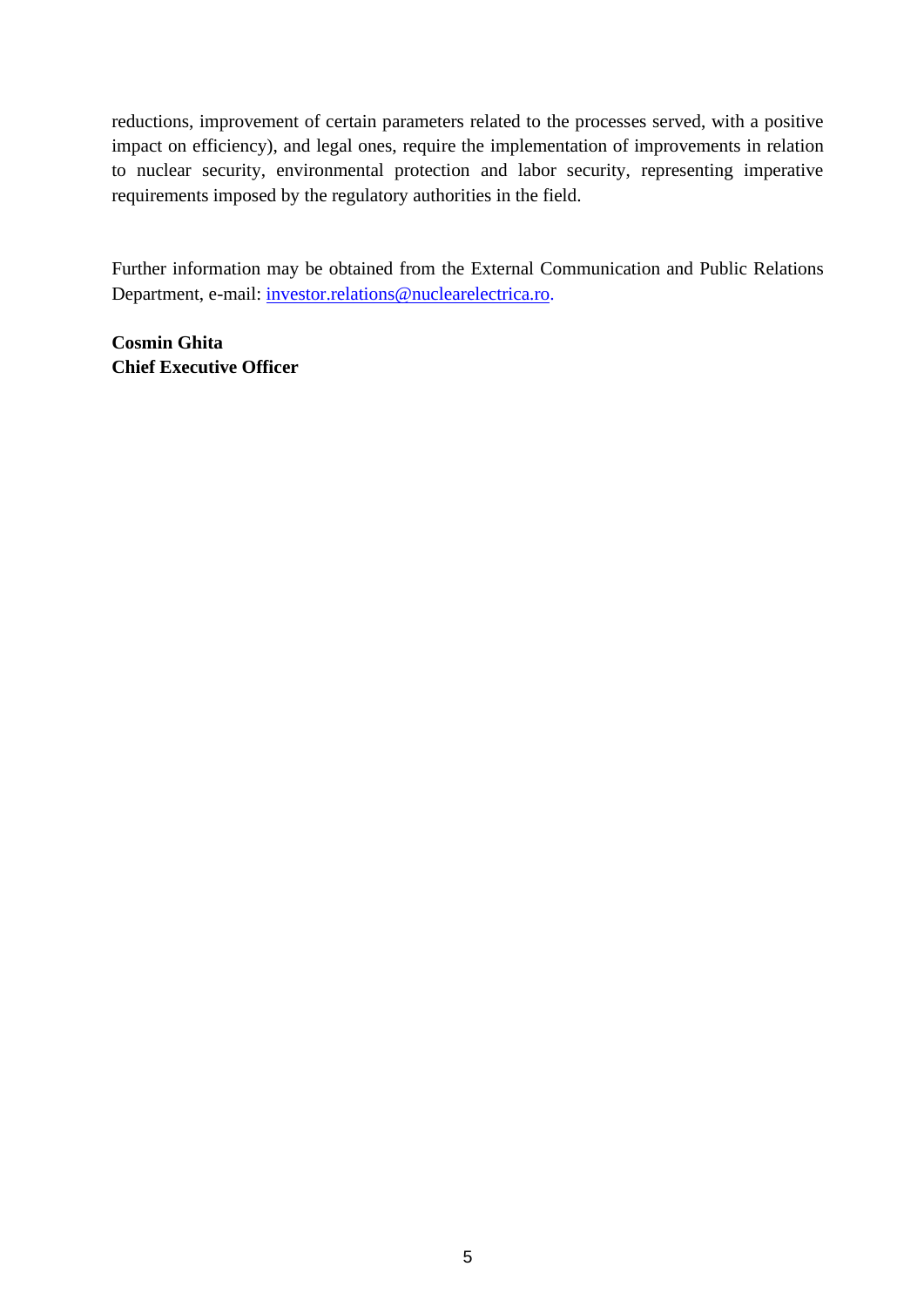reductions, improvement of certain parameters related to the processes served, with a positive impact on efficiency), and legal ones, require the implementation of improvements in relation to nuclear security, environmental protection and labor security, representing imperative requirements imposed by the regulatory authorities in the field.

Further information may be obtained from the External Communication and Public Relations Department, e-mail: investor.relations@nuclearelectrica.ro.

**Cosmin Ghita**
**Chief Executive Officer**